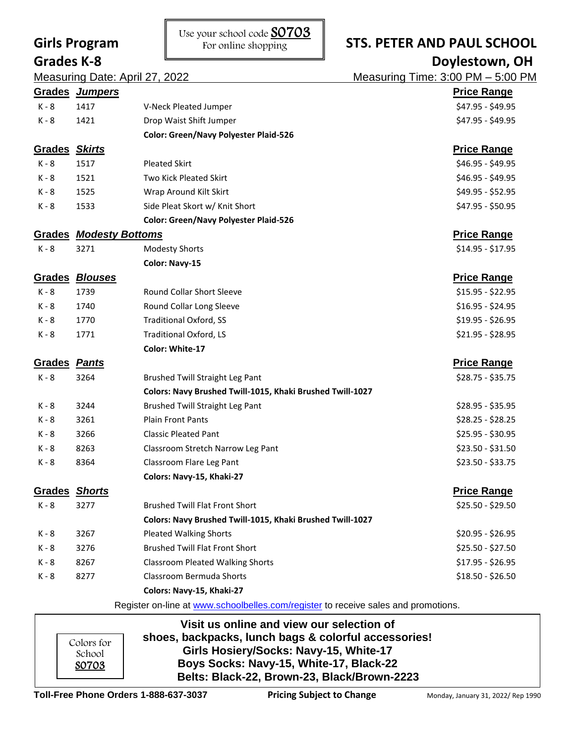# Girls Program
## Grades K-8

Use your school code **S0703**
For online shopping

# STS. PETER AND PAUL SCHOOL
## Doylestown, OH

Measuring Date: April 27, 2022 — Measuring Time: 3:00 PM – 5:00 PM

| Grades | ***Jumpers*** | | Price Range |
|---|---|---|---|
| K - 8 | 1417 | V-Neck Pleated Jumper | $47.95 - $49.95 |
| K - 8 | 1421 | Drop Waist Shift Jumper | $47.95 - $49.95 |
| | | **Color: Green/Navy Polyester Plaid-526** | |
| **Grades** | ***Skirts*** | | **Price Range** |
| K - 8 | 1517 | Pleated Skirt | $46.95 - $49.95 |
| K - 8 | 1521 | Two Kick Pleated Skirt | $46.95 - $49.95 |
| K - 8 | 1525 | Wrap Around Kilt Skirt | $49.95 - $52.95 |
| K - 8 | 1533 | Side Pleat Skort w/ Knit Short | $47.95 - $50.95 |
| | | **Color: Green/Navy Polyester Plaid-526** | |
| **Grades** | ***Modesty Bottoms*** | | **Price Range** |
| K - 8 | 3271 | Modesty Shorts | $14.95 - $17.95 |
| | | **Color: Navy-15** | |
| **Grades** | ***Blouses*** | | **Price Range** |
| K - 8 | 1739 | Round Collar Short Sleeve | $15.95 - $22.95 |
| K - 8 | 1740 | Round Collar Long Sleeve | $16.95 - $24.95 |
| K - 8 | 1770 | Traditional Oxford, SS | $19.95 - $26.95 |
| K - 8 | 1771 | Traditional Oxford, LS | $21.95 - $28.95 |
| | | **Color: White-17** | |
| **Grades** | ***Pants*** | | **Price Range** |
| K - 8 | 3264 | Brushed Twill Straight Leg Pant | $28.75 - $35.75 |
| | | **Colors: Navy Brushed Twill-1015, Khaki Brushed Twill-1027** | |
| K - 8 | 3244 | Brushed Twill Straight Leg Pant | $28.95 - $35.95 |
| K - 8 | 3261 | Plain Front Pants | $28.25 - $28.25 |
| K - 8 | 3266 | Classic Pleated Pant | $25.95 - $30.95 |
| K - 8 | 8263 | Classroom Stretch Narrow Leg Pant | $23.50 - $31.50 |
| K - 8 | 8364 | Classroom Flare Leg Pant | $23.50 - $33.75 |
| | | **Colors: Navy-15, Khaki-27** | |
| **Grades** | ***Shorts*** | | **Price Range** |
| K - 8 | 3277 | Brushed Twill Flat Front Short | $25.50 - $29.50 |
| | | **Colors: Navy Brushed Twill-1015, Khaki Brushed Twill-1027** | |
| K - 8 | 3267 | Pleated Walking Shorts | $20.95 - $26.95 |
| K - 8 | 3276 | Brushed Twill Flat Front Short | $25.50 - $27.50 |
| K - 8 | 8267 | Classroom Pleated Walking Shorts | $17.95 - $26.95 |
| K - 8 | 8277 | Classroom Bermuda Shorts | $18.50 - $26.50 |
| | | **Colors: Navy-15, Khaki-27** | |

Register on-line at www.schoolbelles.com/register to receive sales and promotions.

Colors for School **S0703**

**Visit us online and view our selection of shoes, backpacks, lunch bags & colorful accessories!**
**Girls Hosiery/Socks: Navy-15, White-17**
**Boys Socks: Navy-15, White-17, Black-22**
**Belts: Black-22, Brown-23, Black/Brown-2223**

**Toll-Free Phone Orders 1-888-637-3037** — **Pricing Subject to Change** — Monday, January 31, 2022/ Rep 1990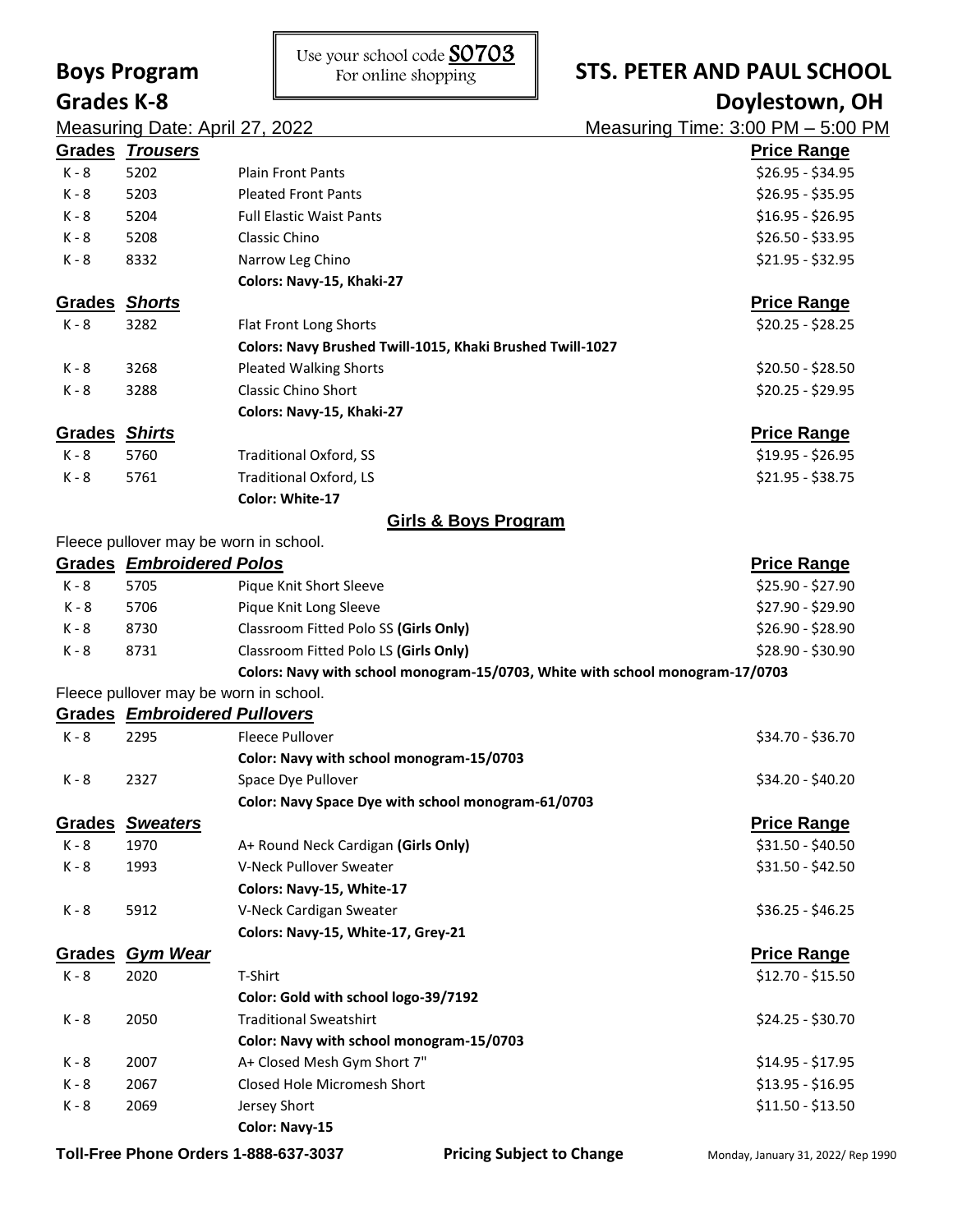**Boys Program**

**Grades K-8**

Use your school code **S0703**
For online shopping

**STS. PETER AND PAUL SCHOOL**

**Doylestown, OH**

Measuring Date: April 27, 2022 | Measuring Time: 3:00 PM – 5:00 PM

| Grades | *Trousers* | | Price Range |
|---|---|---|---|
| K - 8 | 5202 | Plain Front Pants | $26.95 - $34.95 |
| K - 8 | 5203 | Pleated Front Pants | $26.95 - $35.95 |
| K - 8 | 5204 | Full Elastic Waist Pants | $16.95 - $26.95 |
| K - 8 | 5208 | Classic Chino | $26.50 - $33.95 |
| K - 8 | 8332 | Narrow Leg Chino | $21.95 - $32.95 |
| | | **Colors: Navy-15, Khaki-27** | |

| Grades | *Shorts* | | Price Range |
|---|---|---|---|
| K - 8 | 3282 | Flat Front Long Shorts | $20.25 - $28.25 |
| | | **Colors: Navy Brushed Twill-1015, Khaki Brushed Twill-1027** | |
| K - 8 | 3268 | Pleated Walking Shorts | $20.50 - $28.50 |
| K - 8 | 3288 | Classic Chino Short | $20.25 - $29.95 |
| | | **Colors: Navy-15, Khaki-27** | |

| Grades | *Shirts* | | Price Range |
|---|---|---|---|
| K - 8 | 5760 | Traditional Oxford, SS | $19.95 - $26.95 |
| K - 8 | 5761 | Traditional Oxford, LS | $21.95 - $38.75 |
| | | **Color: White-17** | |

## Girls & Boys Program

Fleece pullover may be worn in school.

| Grades | *Embroidered Polos* | | Price Range |
|---|---|---|---|
| K - 8 | 5705 | Pique Knit Short Sleeve | $25.90 - $27.90 |
| K - 8 | 5706 | Pique Knit Long Sleeve | $27.90 - $29.90 |
| K - 8 | 8730 | Classroom Fitted Polo SS **(Girls Only)** | $26.90 - $28.90 |
| K - 8 | 8731 | Classroom Fitted Polo LS **(Girls Only)** | $28.90 - $30.90 |
| | | **Colors: Navy with school monogram-15/0703, White with school monogram-17/0703** | |

Fleece pullover may be worn in school.

| Grades | *Embroidered Pullovers* | | |
|---|---|---|---|
| K - 8 | 2295 | Fleece Pullover | $34.70 - $36.70 |
| | | **Color: Navy with school monogram-15/0703** | |
| K - 8 | 2327 | Space Dye Pullover | $34.20 - $40.20 |
| | | **Color: Navy Space Dye with school monogram-61/0703** | |

| Grades | *Sweaters* | | Price Range |
|---|---|---|---|
| K - 8 | 1970 | A+ Round Neck Cardigan **(Girls Only)** | $31.50 - $40.50 |
| K - 8 | 1993 | V-Neck Pullover Sweater | $31.50 - $42.50 |
| | | **Colors: Navy-15, White-17** | |
| K - 8 | 5912 | V-Neck Cardigan Sweater | $36.25 - $46.25 |
| | | **Colors: Navy-15, White-17, Grey-21** | |

| Grades | *Gym Wear* | | Price Range |
|---|---|---|---|
| K - 8 | 2020 | T-Shirt | $12.70 - $15.50 |
| | | **Color: Gold with school logo-39/7192** | |
| K - 8 | 2050 | Traditional Sweatshirt | $24.25 - $30.70 |
| | | **Color: Navy with school monogram-15/0703** | |
| K - 8 | 2007 | A+ Closed Mesh Gym Short 7" | $14.95 - $17.95 |
| K - 8 | 2067 | Closed Hole Micromesh Short | $13.95 - $16.95 |
| K - 8 | 2069 | Jersey Short | $11.50 - $13.50 |
| | | **Color: Navy-15** | |

**Toll-Free Phone Orders 1-888-637-3037** **Pricing Subject to Change** Monday, January 31, 2022/ Rep 1990